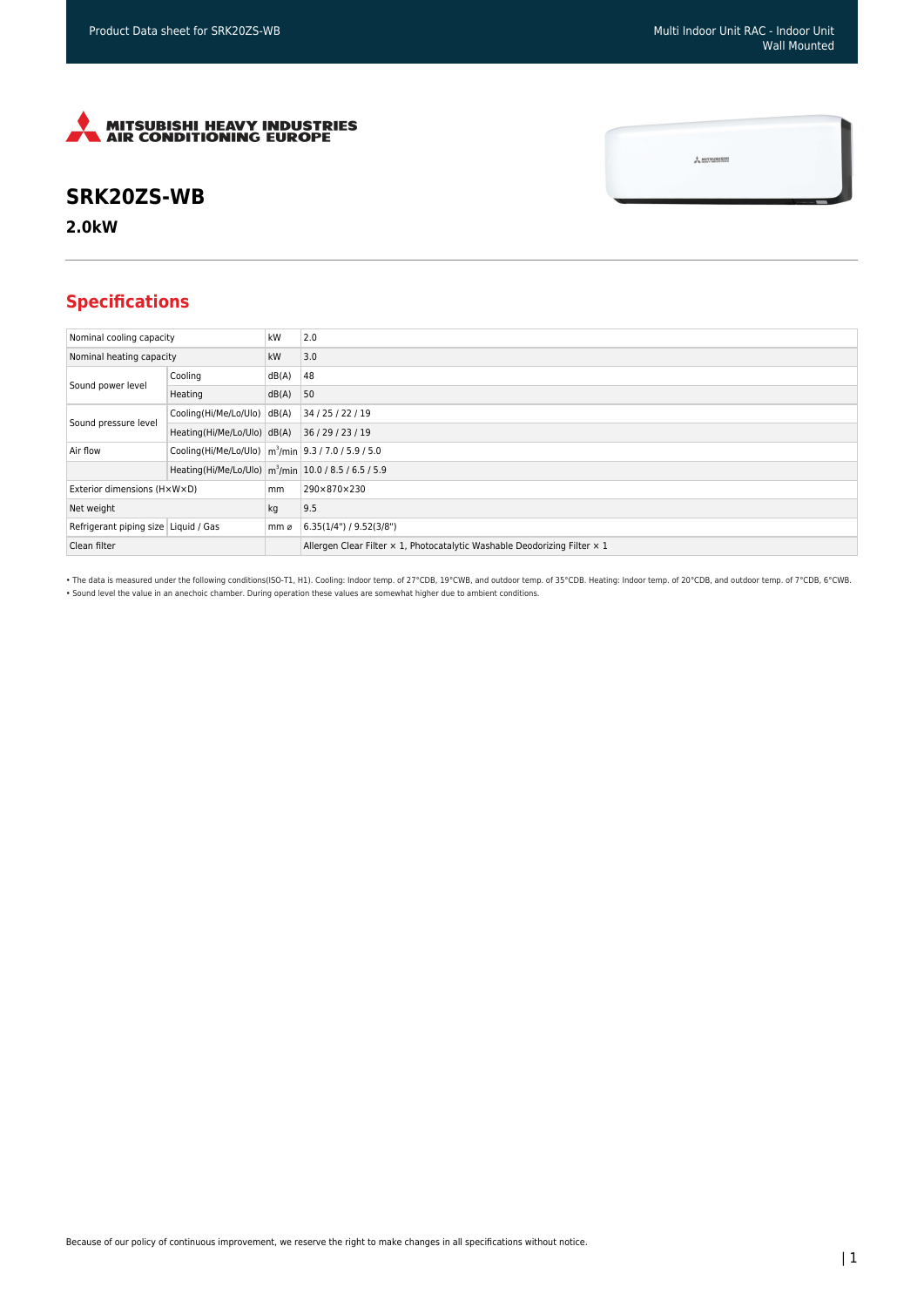# SRK20ZS-WB

## 2.0kW

## Specifications

| | | | |
|---|---|---|---|
| Nominal cooling capacity | | kW | 2.0 |
| Nominal heating capacity | | kW | 3.0 |
| Sound power level | Cooling | dB(A) | 48 |
| | Heating | dB(A) | 50 |
| Sound pressure level | Cooling(Hi/Me/Lo/Ulo) | dB(A) | 34 / 25 / 22 / 19 |
| | Heating(Hi/Me/Lo/Ulo) | dB(A) | 36 / 29 / 23 / 19 |
| Air flow | Cooling(Hi/Me/Lo/Ulo) | $m^3$/min | 9.3 / 7.0 / 5.9 / 5.0 |
| | Heating(Hi/Me/Lo/Ulo) | $m^3$/min | 10.0 / 8.5 / 6.5 / 5.9 |
| Exterior dimensions (H×W×D) | | mm | 290×870×230 |
| Net weight | | kg | 9.5 |
| Refrigerant piping size | Liquid / Gas | mm ø | 6.35(1/4") / 9.52(3/8") |
| Clean filter | | | Allergen Clear Filter × 1, Photocatalytic Washable Deodorizing Filter × 1 |

• The data is measured under the following conditions(ISO-T1, H1). Cooling: Indoor temp. of 27°CDB, 19°CWB, and outdoor temp. of 35°CDB. Heating: Indoor temp. of 20°CDB, and outdoor temp. of 7°CDB, 6°CWB.
• Sound level the value in an anechoic chamber. During operation these values are somewhat higher due to ambient conditions.

Because of our policy of continuous improvement, we reserve the right to make changes in all specifications without notice.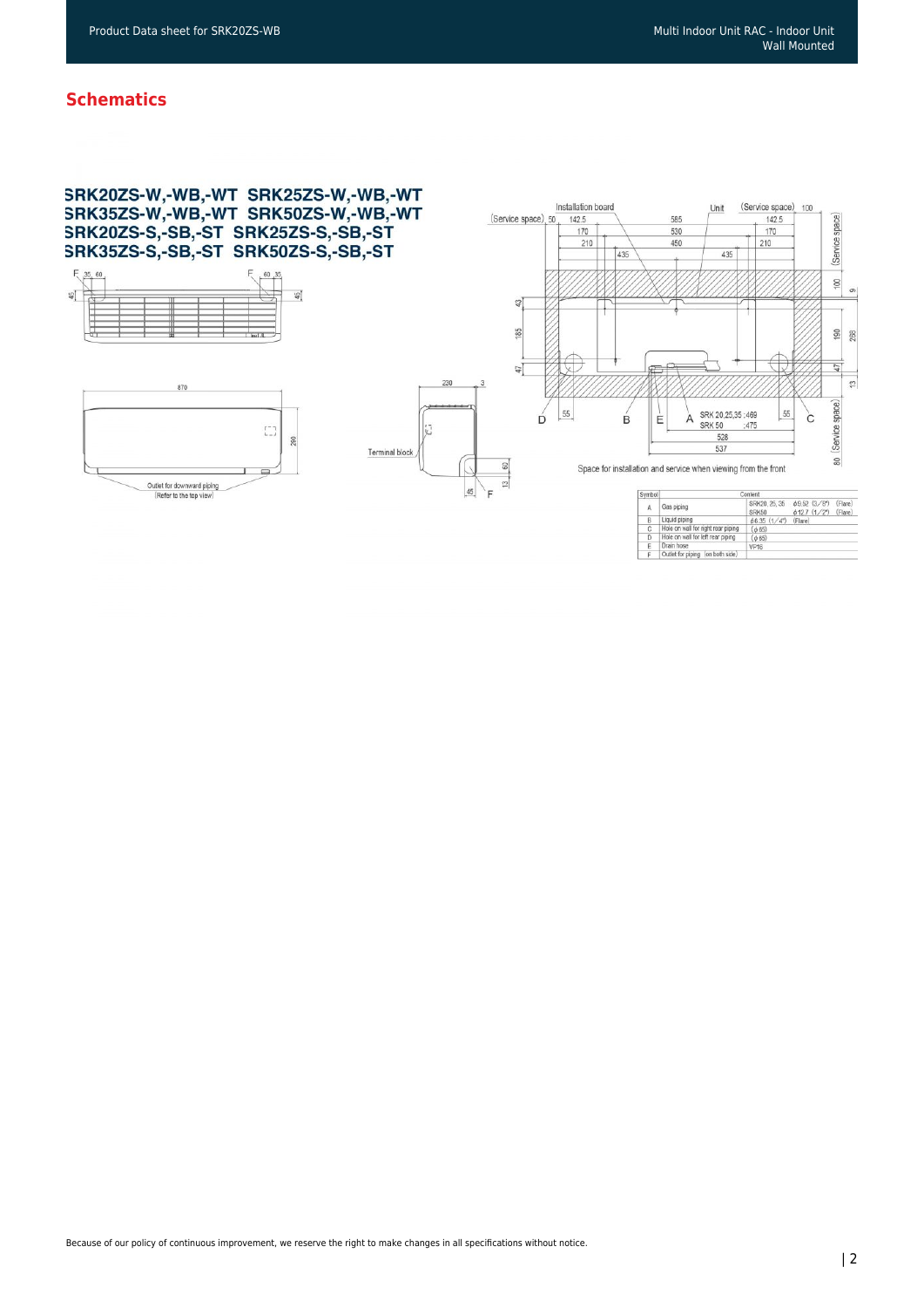## Schematics

SRK20ZS-W,-WB,-WT SRK25ZS-W,-WB,-WT
SRK35ZS-W,-WB,-WT SRK50ZS-W,-WB,-WT
SRK20ZS-S,-SB,-ST SRK25ZS-S,-SB,-ST
SRK35ZS-S,-SB,-ST SRK50ZS-S,-SB,-ST

F 35 60
F 60 35
45
45
870
290
Outlet for downward piping
(Refer to the top view)
230
3
Terminal block
60
13
45
F

Installation board
Unit
(Service space) 100
(Service space) 50
142.5
585
142.5
170
530
170
210
450
210
435
435
43
185
47
100
9
190
298
47
13
(Service space)
D
55
B
E
A
SRK 20,25,35 :469
SRK 50 :475
55
C
528
537
80 (Service space)

Space for installation and service when viewing from the front

| Symbol | Content | | |
|---|---|---|---|
| A | Gas piping | SRK20, 25, 35 | φ9.52 (3/8") (Flare) |
| | | SRK50 | φ12.7 (1/2") (Flare) |
| B | Liquid piping | φ6.35 (1/4") (Flare) | |
| C | Hole on wall for right rear piping | (φ65) | |
| D | Hole on wall for left rear piping | (φ65) | |
| E | Drain hose | VP16 | |
| F | Outlet for piping (on both side) | | |

Because of our policy of continuous improvement, we reserve the right to make changes in all specifications without notice.